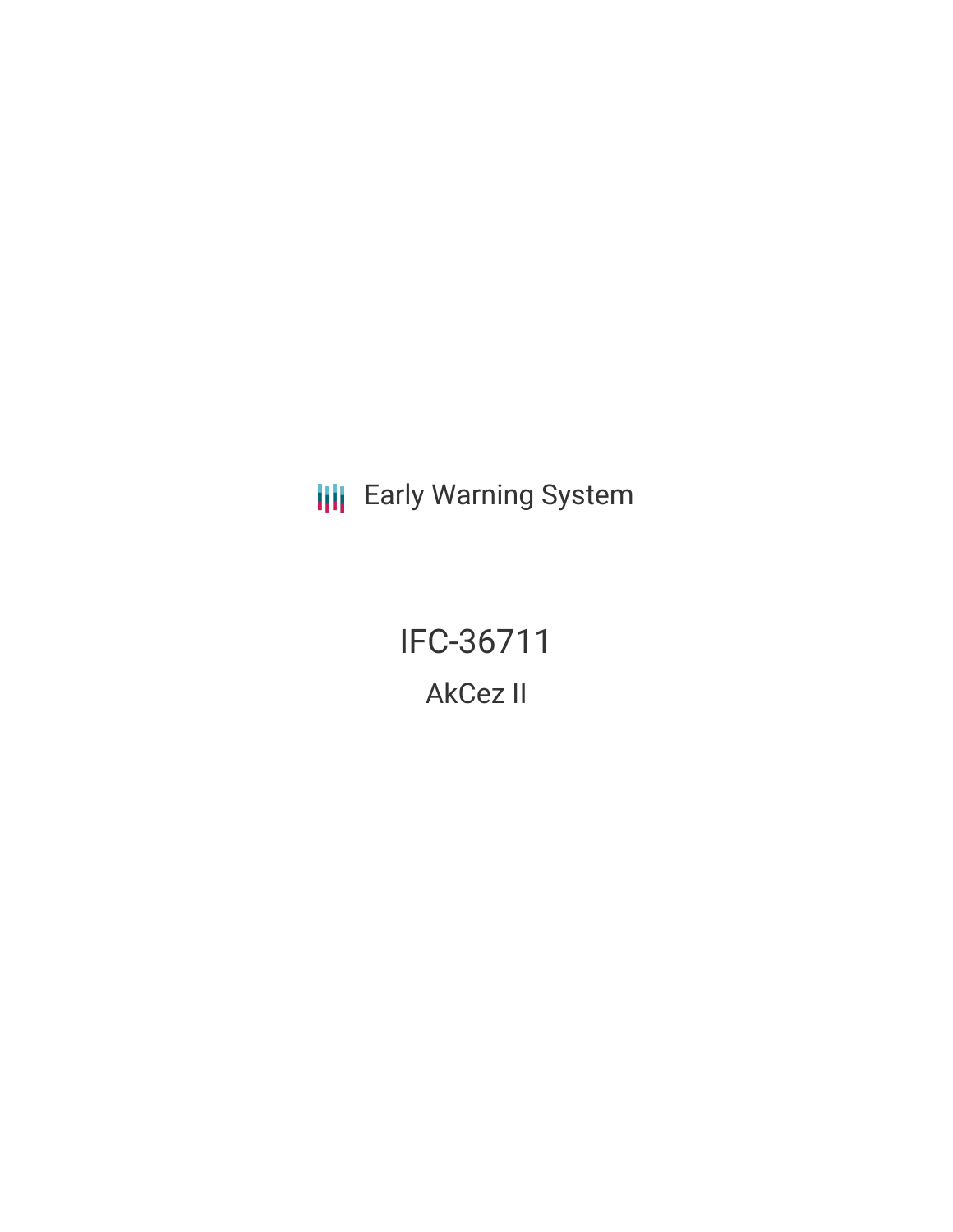Early Warning System

# IFC-36711

## AkCez II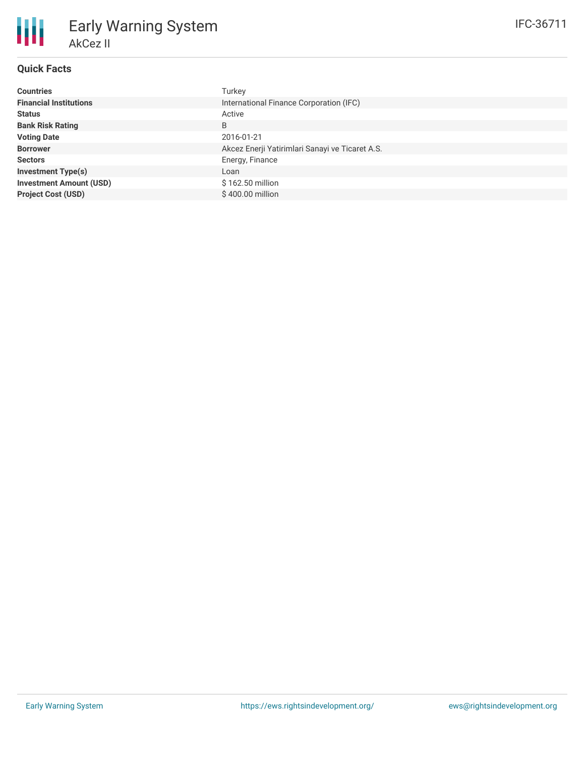# Early Warning System

AkCez II

IFC-36711

## Quick Facts

| | |
|---|---|
| **Countries** | Turkey |
| **Financial Institutions** | International Finance Corporation (IFC) |
| **Status** | Active |
| **Bank Risk Rating** | B |
| **Voting Date** | 2016-01-21 |
| **Borrower** | Akcez Enerji Yatirimlari Sanayi ve Ticaret A.S. |
| **Sectors** | Energy, Finance |
| **Investment Type(s)** | Loan |
| **Investment Amount (USD)** | $ 162.50 million |
| **Project Cost (USD)** | $ 400.00 million |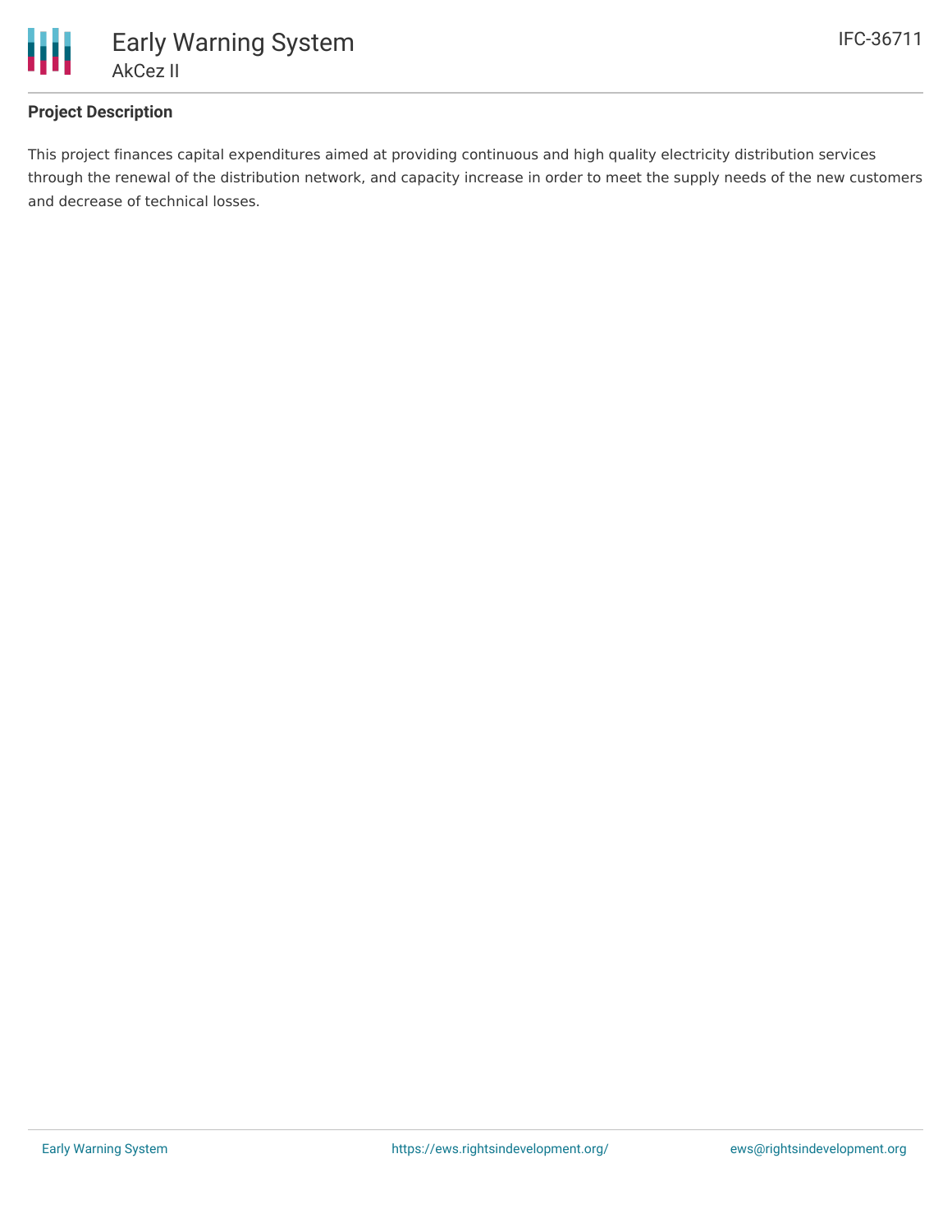## Project Description

This project finances capital expenditures aimed at providing continuous and high quality electricity distribution services through the renewal of the distribution network, and capacity increase in order to meet the supply needs of the new customers and decrease of technical losses.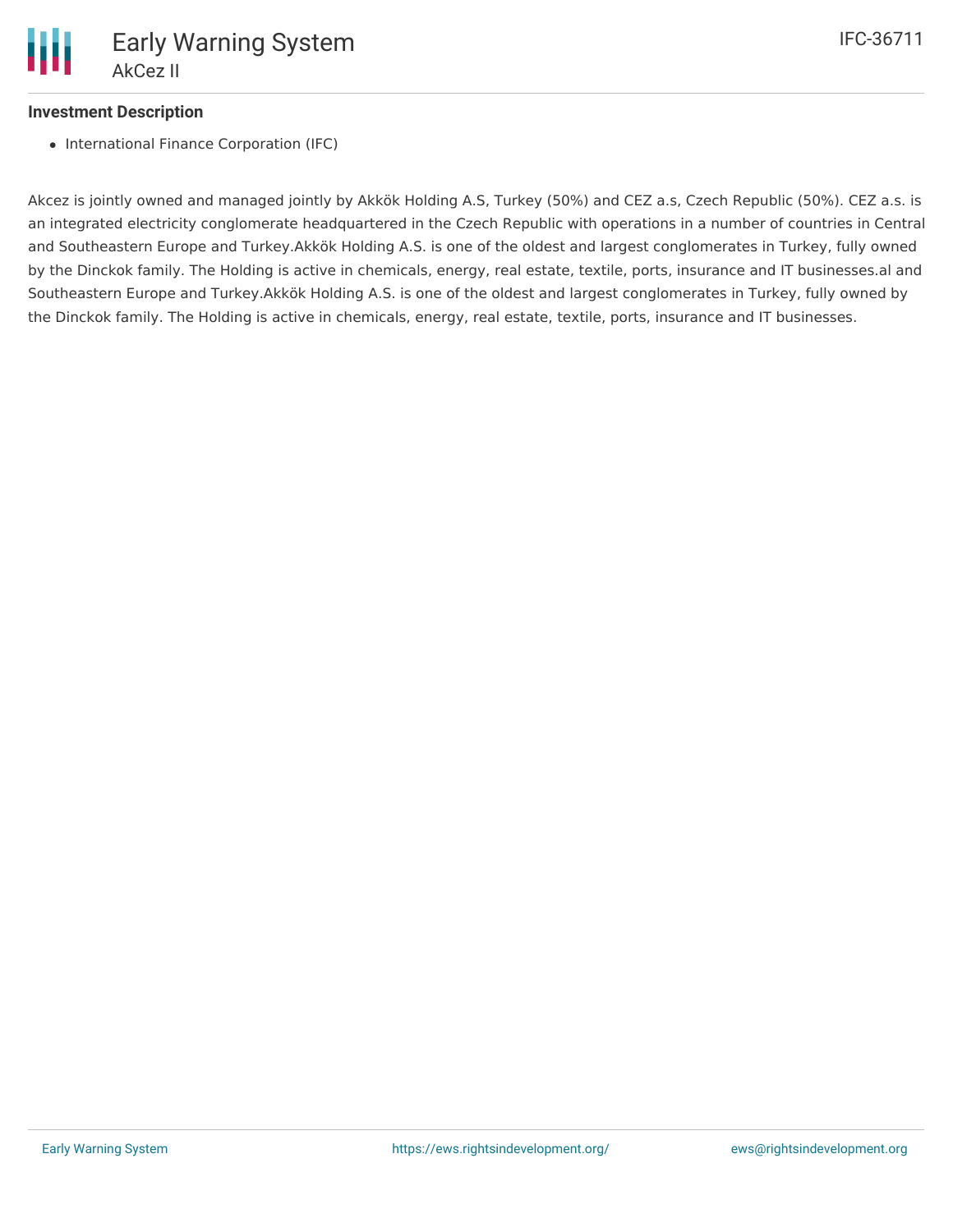### Investment Description

- International Finance Corporation (IFC)

Akcez is jointly owned and managed jointly by Akkök Holding A.S, Turkey (50%) and CEZ a.s, Czech Republic (50%). CEZ a.s. is an integrated electricity conglomerate headquartered in the Czech Republic with operations in a number of countries in Central and Southeastern Europe and Turkey.Akkök Holding A.S. is one of the oldest and largest conglomerates in Turkey, fully owned by the Dinckok family. The Holding is active in chemicals, energy, real estate, textile, ports, insurance and IT businesses.al and Southeastern Europe and Turkey.Akkök Holding A.S. is one of the oldest and largest conglomerates in Turkey, fully owned by the Dinckok family. The Holding is active in chemicals, energy, real estate, textile, ports, insurance and IT businesses.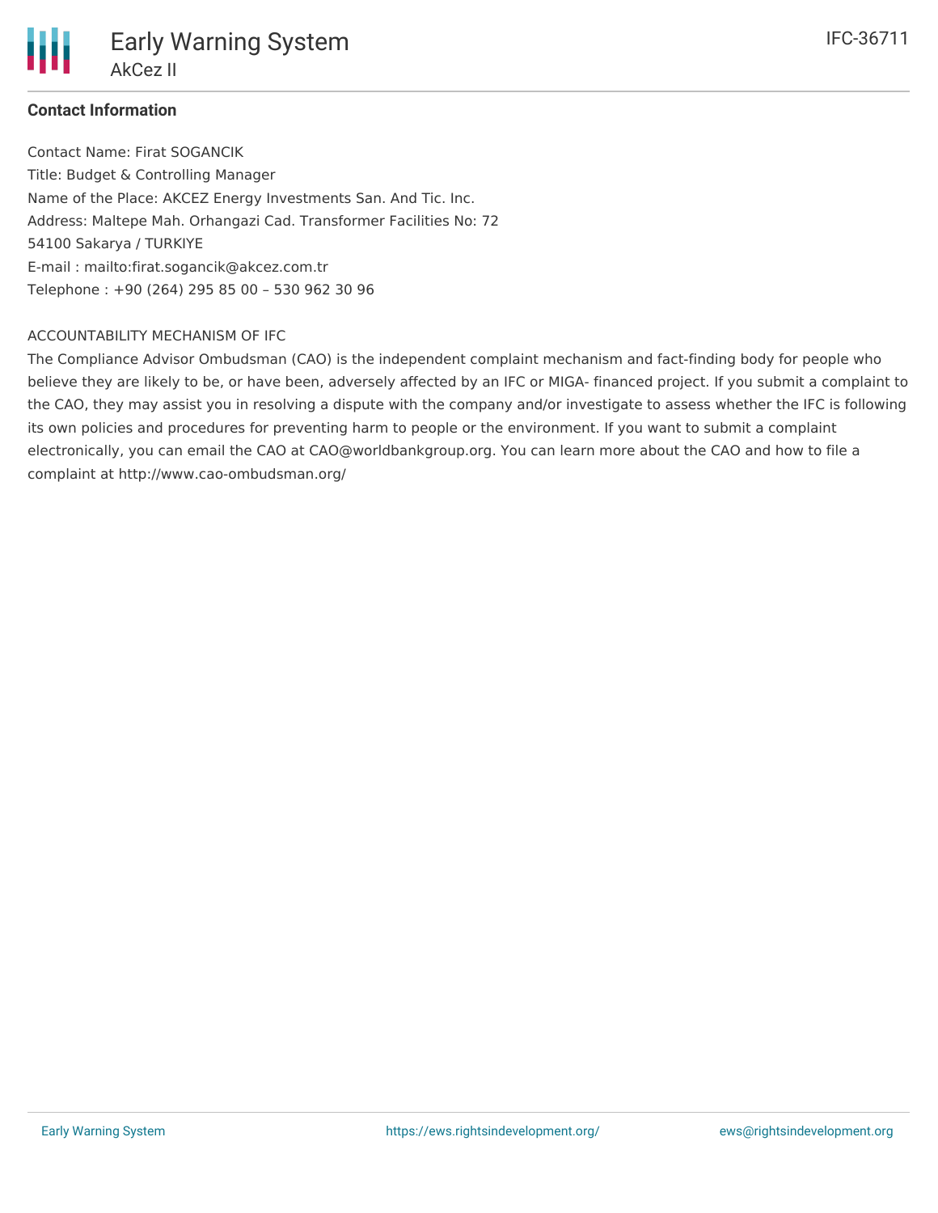### Contact Information

Contact Name: Firat SOGANCIK
Title: Budget & Controlling Manager
Name of the Place: AKCEZ Energy Investments San. And Tic. Inc.
Address: Maltepe Mah. Orhangazi Cad. Transformer Facilities No: 72
54100 Sakarya / TURKIYE
E-mail : mailto:firat.sogancik@akcez.com.tr
Telephone : +90 (264) 295 85 00 – 530 962 30 96

ACCOUNTABILITY MECHANISM OF IFC

The Compliance Advisor Ombudsman (CAO) is the independent complaint mechanism and fact-finding body for people who believe they are likely to be, or have been, adversely affected by an IFC or MIGA- financed project. If you submit a complaint to the CAO, they may assist you in resolving a dispute with the company and/or investigate to assess whether the IFC is following its own policies and procedures for preventing harm to people or the environment. If you want to submit a complaint electronically, you can email the CAO at CAO@worldbankgroup.org. You can learn more about the CAO and how to file a complaint at http://www.cao-ombudsman.org/